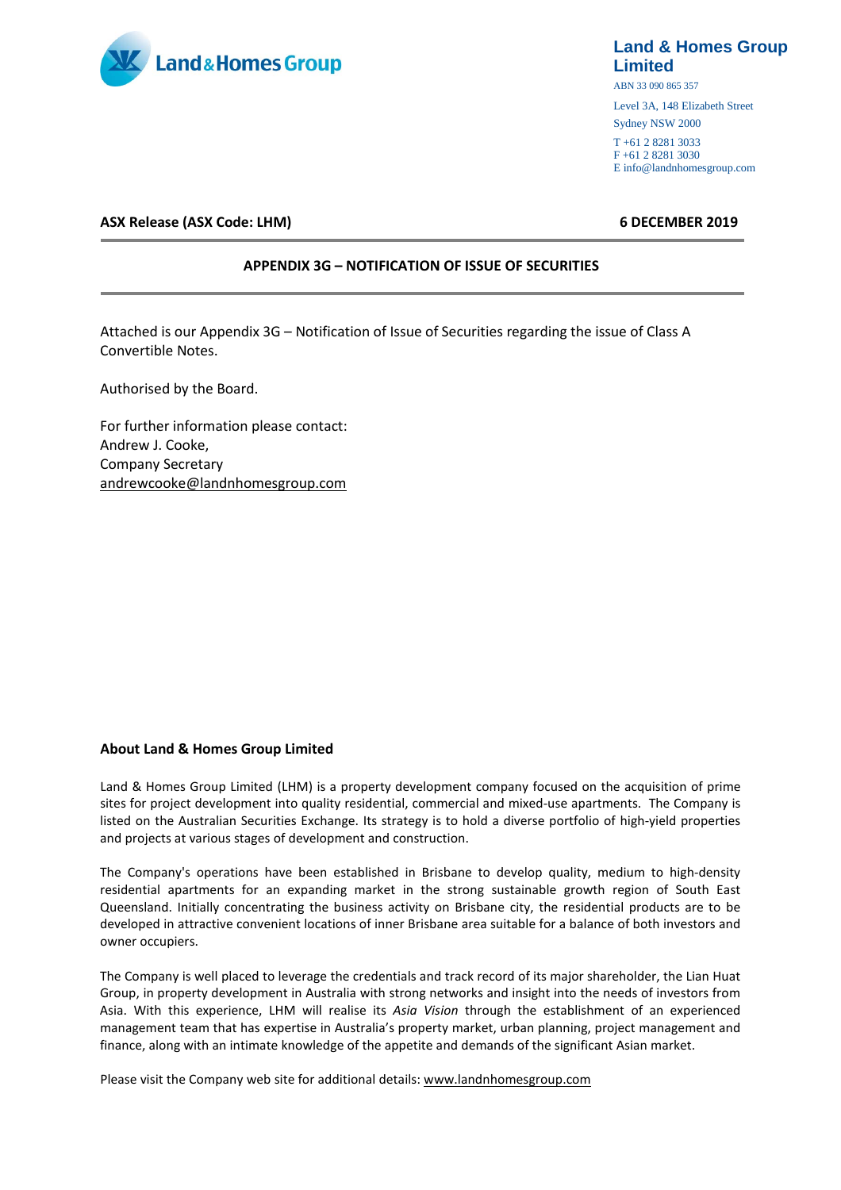**Land & Homes Group Limited**

ABN 33 090 865 357

Level 3A, 148 Elizabeth Street

Sydney NSW 2000

T +61 2 8281 3033
F +61 2 8281 3030
E info@landnhomesgroup.com

**ASX Release (ASX Code: LHM)** **6 DECEMBER 2019**

## APPENDIX 3G – NOTIFICATION OF ISSUE OF SECURITIES

Attached is our Appendix 3G – Notification of Issue of Securities regarding the issue of Class A Convertible Notes.

Authorised by the Board.

For further information please contact:
Andrew J. Cooke,
Company Secretary
andrewcooke@landnhomesgroup.com

### About Land & Homes Group Limited

Land & Homes Group Limited (LHM) is a property development company focused on the acquisition of prime sites for project development into quality residential, commercial and mixed-use apartments. The Company is listed on the Australian Securities Exchange. Its strategy is to hold a diverse portfolio of high-yield properties and projects at various stages of development and construction.

The Company's operations have been established in Brisbane to develop quality, medium to high-density residential apartments for an expanding market in the strong sustainable growth region of South East Queensland. Initially concentrating the business activity on Brisbane city, the residential products are to be developed in attractive convenient locations of inner Brisbane area suitable for a balance of both investors and owner occupiers.

The Company is well placed to leverage the credentials and track record of its major shareholder, the Lian Huat Group, in property development in Australia with strong networks and insight into the needs of investors from Asia. With this experience, LHM will realise its *Asia Vision* through the establishment of an experienced management team that has expertise in Australia's property market, urban planning, project management and finance, along with an intimate knowledge of the appetite and demands of the significant Asian market.

Please visit the Company web site for additional details: www.landnhomesgroup.com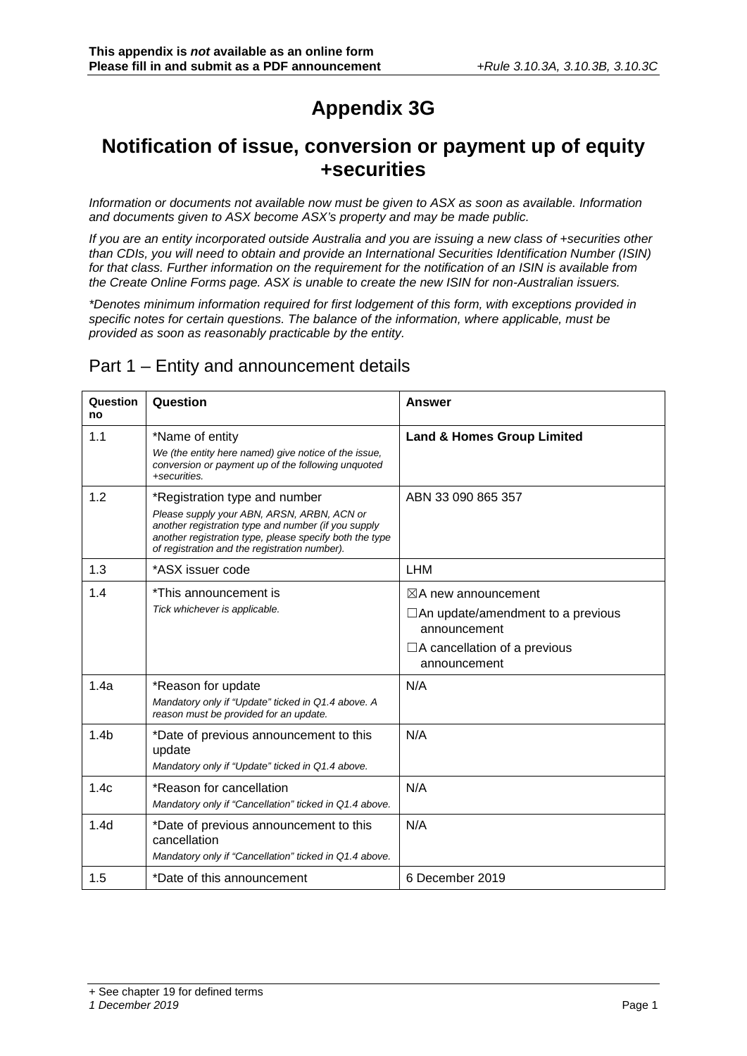**This appendix is *not* available as an online form**
**Please fill in and submit as a PDF announcement** *+Rule 3.10.3A, 3.10.3B, 3.10.3C*

# Appendix 3G

## Notification of issue, conversion or payment up of equity +securities

*Information or documents not available now must be given to ASX as soon as available. Information and documents given to ASX become ASX's property and may be made public.*

*If you are an entity incorporated outside Australia and you are issuing a new class of +securities other than CDIs, you will need to obtain and provide an International Securities Identification Number (ISIN) for that class. Further information on the requirement for the notification of an ISIN is available from the Create Online Forms page. ASX is unable to create the new ISIN for non-Australian issuers.*

*\*Denotes minimum information required for first lodgement of this form, with exceptions provided in specific notes for certain questions. The balance of the information, where applicable, must be provided as soon as reasonably practicable by the entity.*

## Part 1 – Entity and announcement details

| Question no | Question | Answer |
|---|---|---|
| 1.1 | *Name of entity<br>*We (the entity here named) give notice of the issue, conversion or payment up of the following unquoted +securities.* | **Land & Homes Group Limited** |
| 1.2 | *Registration type and number<br>*Please supply your ABN, ARSN, ARBN, ACN or another registration type and number (if you supply another registration type, please specify both the type of registration and the registration number).* | ABN 33 090 865 357 |
| 1.3 | *ASX issuer code | LHM |
| 1.4 | *This announcement is<br>*Tick whichever is applicable.* | ☒A new announcement<br>☐An update/amendment to a previous announcement<br>☐A cancellation of a previous announcement |
| 1.4a | *Reason for update<br>*Mandatory only if "Update" ticked in Q1.4 above. A reason must be provided for an update.* | N/A |
| 1.4b | *Date of previous announcement to this update<br>*Mandatory only if "Update" ticked in Q1.4 above.* | N/A |
| 1.4c | *Reason for cancellation<br>*Mandatory only if "Cancellation" ticked in Q1.4 above.* | N/A |
| 1.4d | *Date of previous announcement to this cancellation<br>*Mandatory only if "Cancellation" ticked in Q1.4 above.* | N/A |
| 1.5 | *Date of this announcement | 6 December 2019 |

+ See chapter 19 for defined terms
*1 December 2019*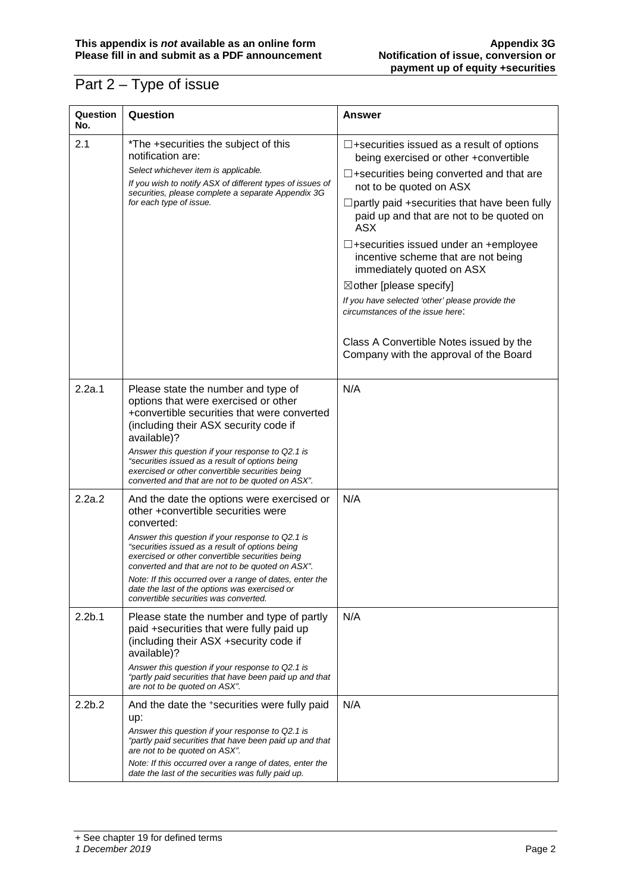# Part 2 – Type of issue

| Question No. | Question | Answer |
|---|---|---|
| 2.1 | *The +securities the subject of this notification are:<br>*Select whichever item is applicable.*<br>*If you wish to notify ASX of different types of issues of securities, please complete a separate Appendix 3G for each type of issue.* | ☐+securities issued as a result of options being exercised or other +convertible<br>☐+securities being converted and that are not to be quoted on ASX<br>☐partly paid +securities that have been fully paid up and that are not to be quoted on ASX<br>☐+securities issued under an +employee incentive scheme that are not being immediately quoted on ASX<br>☒other [please specify]<br>*If you have selected 'other' please provide the circumstances of the issue here:*<br><br>Class A Convertible Notes issued by the Company with the approval of the Board |
| 2.2a.1 | Please state the number and type of options that were exercised or other +convertible securities that were converted (including their ASX security code if available)?<br>*Answer this question if your response to Q2.1 is "securities issued as a result of options being exercised or other convertible securities being converted and that are not to be quoted on ASX".* | N/A |
| 2.2a.2 | And the date the options were exercised or other +convertible securities were converted:<br>*Answer this question if your response to Q2.1 is "securities issued as a result of options being exercised or other convertible securities being converted and that are not to be quoted on ASX".*<br>*Note: If this occurred over a range of dates, enter the date the last of the options was exercised or convertible securities was converted.* | N/A |
| 2.2b.1 | Please state the number and type of partly paid +securities that were fully paid up (including their ASX +security code if available)?<br>*Answer this question if your response to Q2.1 is "partly paid securities that have been paid up and that are not to be quoted on ASX".* | N/A |
| 2.2b.2 | And the date the +securities were fully paid up:<br>*Answer this question if your response to Q2.1 is "partly paid securities that have been paid up and that are not to be quoted on ASX".*<br>*Note: If this occurred over a range of dates, enter the date the last of the securities was fully paid up.* | N/A |

+ See chapter 19 for defined terms
*1 December 2019*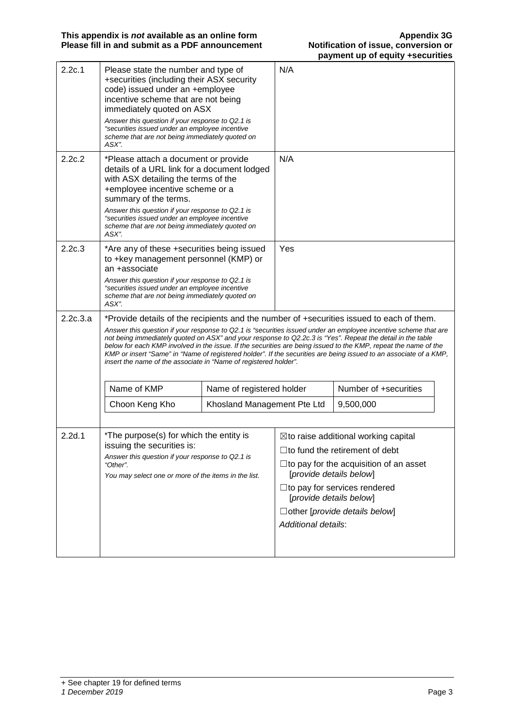| | | |
|---|---|---|
| 2.2c.1 | Please state the number and type of +securities (including their ASX security code) issued under an +employee incentive scheme that are not being immediately quoted on ASX<br>*Answer this question if your response to Q2.1 is "securities issued under an employee incentive scheme that are not being immediately quoted on ASX".* | N/A |
| 2.2c.2 | *Please attach a document or provide details of a URL link for a document lodged with ASX detailing the terms of the +employee incentive scheme or a summary of the terms.<br>*Answer this question if your response to Q2.1 is "securities issued under an employee incentive scheme that are not being immediately quoted on ASX".* | N/A |
| 2.2c.3 | *Are any of these +securities being issued to +key management personnel (KMP) or an +associate<br>*Answer this question if your response to Q2.1 is "securities issued under an employee incentive scheme that are not being immediately quoted on ASX".* | Yes |
| 2.2c.3.a | *Provide details of the recipients and the number of +securities issued to each of them.<br>*Answer this question if your response to Q2.1 is "securities issued under an employee incentive scheme that are not being immediately quoted on ASX" and your response to Q2.2c.3 is "Yes". Repeat the detail in the table below for each KMP involved in the issue. If the securities are being issued to the KMP, repeat the name of the KMP or insert "Same" in "Name of registered holder". If the securities are being issued to an associate of a KMP, insert the name of the associate in "Name of registered holder".* | |

| Name of KMP | Name of registered holder | Number of +securities |
|---|---|---|
| Choon Keng Kho | Khosland Management Pte Ltd | 9,500,000 |

| | | |
|---|---|---|
| 2.2d.1 | *The purpose(s) for which the entity is issuing the securities is:<br>*Answer this question if your response to Q2.1 is "Other".*<br>*You may select one or more of the items in the list.* | ☒to raise additional working capital<br>☐to fund the retirement of debt<br>☐to pay for the acquisition of an asset [*provide details below*]<br>☐to pay for services rendered [*provide details below*]<br>☐other [*provide details below*]<br>*Additional details*: |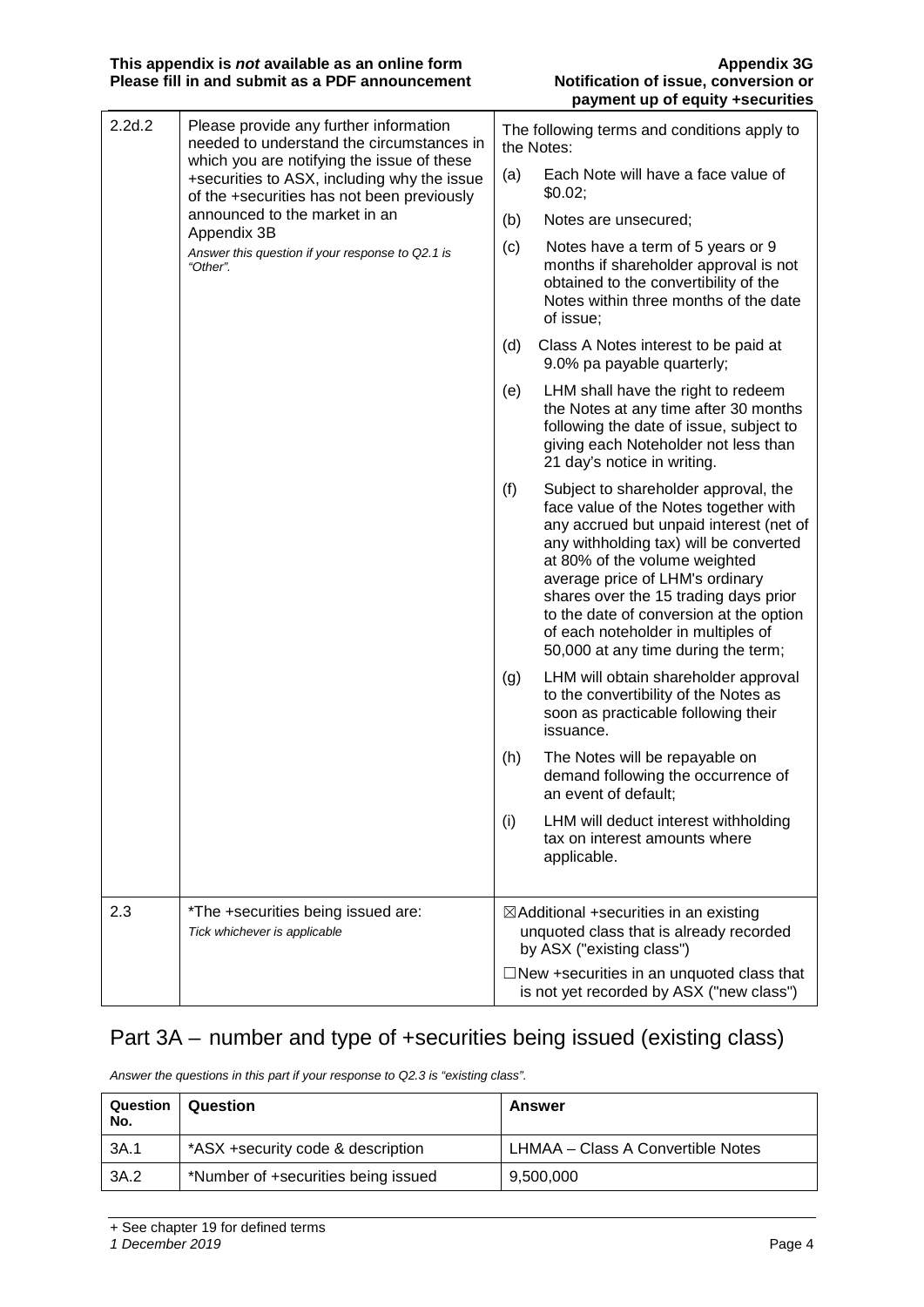| | | |
|---|---|---|
| 2.2d.2 | Please provide any further information needed to understand the circumstances in which you are notifying the issue of these +securities to ASX, including why the issue of the +securities has not been previously announced to the market in an Appendix 3B<br>*Answer this question if your response to Q2.1 is "Other".* | The following terms and conditions apply to the Notes:<br>(a) Each Note will have a face value of \$0.02;<br>(b) Notes are unsecured;<br>(c) Notes have a term of 5 years or 9 months if shareholder approval is not obtained to the convertibility of the Notes within three months of the date of issue;<br>(d) Class A Notes interest to be paid at 9.0% pa payable quarterly;<br>(e) LHM shall have the right to redeem the Notes at any time after 30 months following the date of issue, subject to giving each Noteholder not less than 21 day's notice in writing.<br>(f) Subject to shareholder approval, the face value of the Notes together with any accrued but unpaid interest (net of any withholding tax) will be converted at 80% of the volume weighted average price of LHM's ordinary shares over the 15 trading days prior to the date of conversion at the option of each noteholder in multiples of 50,000 at any time during the term;<br>(g) LHM will obtain shareholder approval to the convertibility of the Notes as soon as practicable following their issuance.<br>(h) The Notes will be repayable on demand following the occurrence of an event of default;<br>(i) LHM will deduct interest withholding tax on interest amounts where applicable. |
| 2.3 | *The +securities being issued are:<br>*Tick whichever is applicable* | ☒Additional +securities in an existing unquoted class that is already recorded by ASX ("existing class")<br>☐New +securities in an unquoted class that is not yet recorded by ASX ("new class") |

## Part 3A – number and type of +securities being issued (existing class)

*Answer the questions in this part if your response to Q2.3 is "existing class".*

| Question No. | Question | Answer |
|---|---|---|
| 3A.1 | *ASX +security code & description | LHMAA – Class A Convertible Notes |
| 3A.2 | *Number of +securities being issued | 9,500,000 |

+ See chapter 19 for defined terms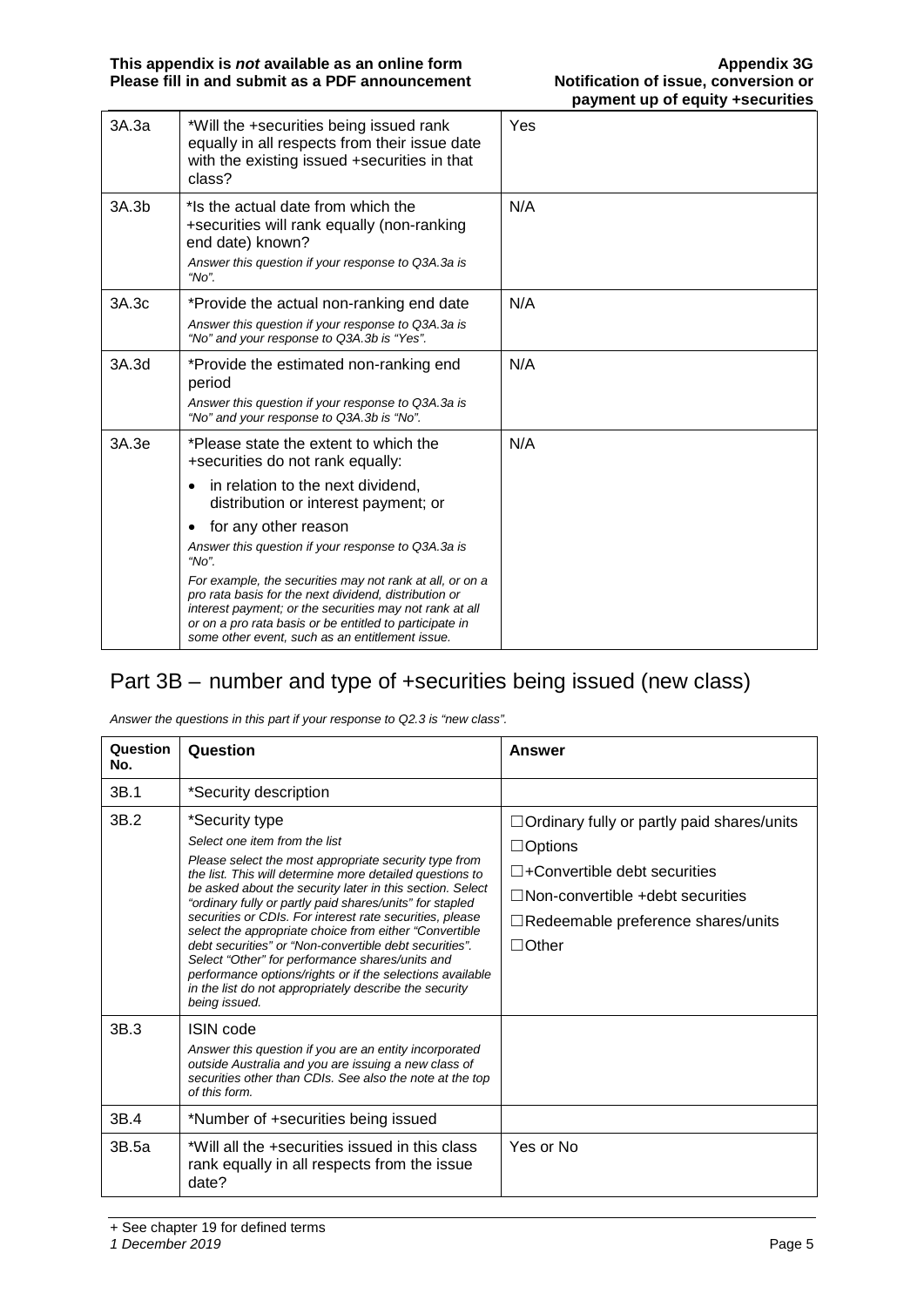| | | |
|---|---|---|
| 3A.3a | *Will the +securities being issued rank equally in all respects from their issue date with the existing issued +securities in that class? | Yes |
| 3A.3b | *Is the actual date from which the +securities will rank equally (non-ranking end date) known?<br>*Answer this question if your response to Q3A.3a is "No".* | N/A |
| 3A.3c | *Provide the actual non-ranking end date<br>*Answer this question if your response to Q3A.3a is "No" and your response to Q3A.3b is "Yes".* | N/A |
| 3A.3d | *Provide the estimated non-ranking end period<br>*Answer this question if your response to Q3A.3a is "No" and your response to Q3A.3b is "No".* | N/A |
| 3A.3e | *Please state the extent to which the +securities do not rank equally:<br>• in relation to the next dividend, distribution or interest payment; or<br>• for any other reason<br>*Answer this question if your response to Q3A.3a is "No".*<br>*For example, the securities may not rank at all, or on a pro rata basis for the next dividend, distribution or interest payment; or the securities may not rank at all or on a pro rata basis or be entitled to participate in some other event, such as an entitlement issue.* | N/A |

## Part 3B – number and type of +securities being issued (new class)

*Answer the questions in this part if your response to Q2.3 is "new class".*

| Question No. | Question | Answer |
|---|---|---|
| 3B.1 | *Security description | |
| 3B.2 | *Security type<br>*Select one item from the list*<br>*Please select the most appropriate security type from the list. This will determine more detailed questions to be asked about the security later in this section. Select "ordinary fully or partly paid shares/units" for stapled securities or CDIs. For interest rate securities, please select the appropriate choice from either "Convertible debt securities" or "Non-convertible debt securities". Select "Other" for performance shares/units and performance options/rights or if the selections available in the list do not appropriately describe the security being issued.* | ☐Ordinary fully or partly paid shares/units<br>☐Options<br>☐+Convertible debt securities<br>☐Non-convertible +debt securities<br>☐Redeemable preference shares/units<br>☐Other |
| 3B.3 | ISIN code<br>*Answer this question if you are an entity incorporated outside Australia and you are issuing a new class of securities other than CDIs. See also the note at the top of this form.* | |
| 3B.4 | *Number of +securities being issued | |
| 3B.5a | *Will all the +securities issued in this class rank equally in all respects from the issue date? | Yes or No |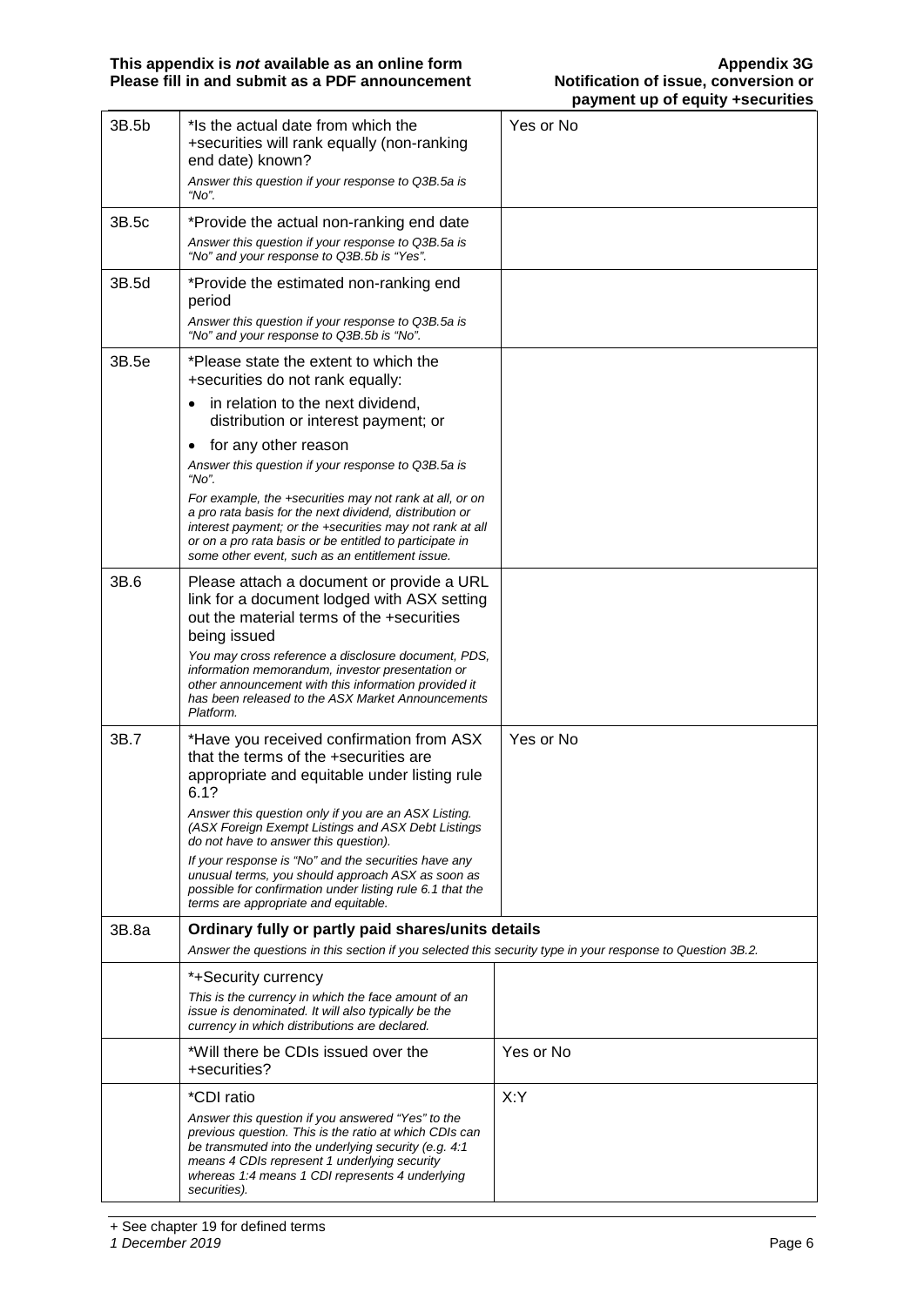| | | |
|---|---|---|
| 3B.5b | *Is the actual date from which the +securities will rank equally (non-ranking end date) known?<br>*Answer this question if your response to Q3B.5a is "No".* | Yes or No |
| 3B.5c | *Provide the actual non-ranking end date<br>*Answer this question if your response to Q3B.5a is "No" and your response to Q3B.5b is "Yes".* | |
| 3B.5d | *Provide the estimated non-ranking end period<br>*Answer this question if your response to Q3B.5a is "No" and your response to Q3B.5b is "No".* | |
| 3B.5e | *Please state the extent to which the +securities do not rank equally:<br>• in relation to the next dividend, distribution or interest payment; or<br>• for any other reason<br>*Answer this question if your response to Q3B.5a is "No".*<br>*For example, the +securities may not rank at all, or on a pro rata basis for the next dividend, distribution or interest payment; or the +securities may not rank at all or on a pro rata basis or be entitled to participate in some other event, such as an entitlement issue.* | |
| 3B.6 | Please attach a document or provide a URL link for a document lodged with ASX setting out the material terms of the +securities being issued<br>*You may cross reference a disclosure document, PDS, information memorandum, investor presentation or other announcement with this information provided it has been released to the ASX Market Announcements Platform.* | |
| 3B.7 | *Have you received confirmation from ASX that the terms of the +securities are appropriate and equitable under listing rule 6.1?<br>*Answer this question only if you are an ASX Listing. (ASX Foreign Exempt Listings and ASX Debt Listings do not have to answer this question).*<br>*If your response is "No" and the securities have any unusual terms, you should approach ASX as soon as possible for confirmation under listing rule 6.1 that the terms are appropriate and equitable.* | Yes or No |
| 3B.8a | **Ordinary fully or partly paid shares/units details**<br>*Answer the questions in this section if you selected this security type in your response to Question 3B.2.* | |
| | *+Security currency<br>*This is the currency in which the face amount of an issue is denominated. It will also typically be the currency in which distributions are declared.* | |
| | *Will there be CDIs issued over the +securities? | Yes or No |
| | *CDI ratio<br>*Answer this question if you answered "Yes" to the previous question. This is the ratio at which CDIs can be transmuted into the underlying security (e.g. 4:1 means 4 CDIs represent 1 underlying security whereas 1:4 means 1 CDI represents 4 underlying securities).* | X:Y |

+ See chapter 19 for defined terms
*1 December 2019*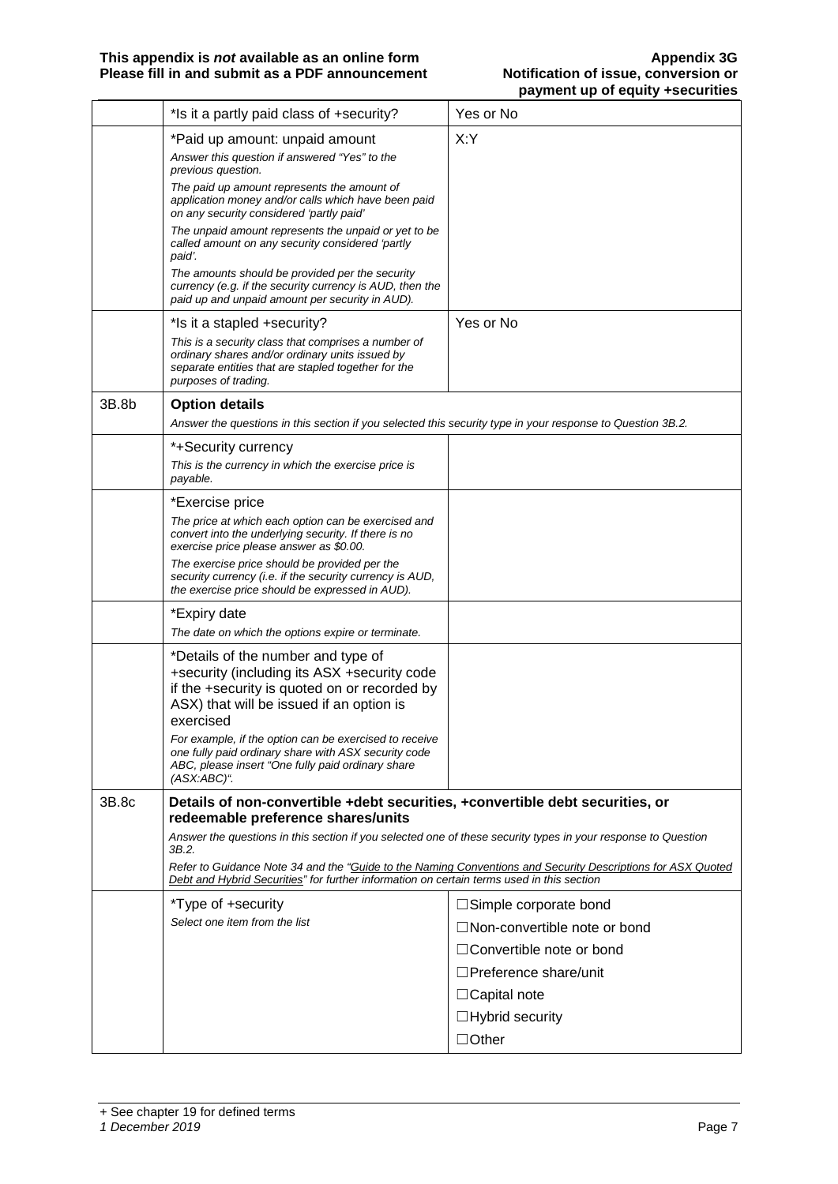| | | |
|---|---|---|
| | *Is it a partly paid class of +security? | Yes or No |
| | *Paid up amount: unpaid amount<br>*Answer this question if answered "Yes" to the previous question.*<br>*The paid up amount represents the amount of application money and/or calls which have been paid on any security considered 'partly paid'*<br>*The unpaid amount represents the unpaid or yet to be called amount on any security considered 'partly paid'.*<br>*The amounts should be provided per the security currency (e.g. if the security currency is AUD, then the paid up and unpaid amount per security in AUD).* | X:Y |
| | *Is it a stapled +security?<br>*This is a security class that comprises a number of ordinary shares and/or ordinary units issued by separate entities that are stapled together for the purposes of trading.* | Yes or No |
| 3B.8b | **Option details**<br>*Answer the questions in this section if you selected this security type in your response to Question 3B.2.* | |
| | *+Security currency<br>*This is the currency in which the exercise price is payable.* | |
| | *Exercise price<br>*The price at which each option can be exercised and convert into the underlying security. If there is no exercise price please answer as $0.00.*<br>*The exercise price should be provided per the security currency (i.e. if the security currency is AUD, the exercise price should be expressed in AUD).* | |
| | *Expiry date<br>*The date on which the options expire or terminate.* | |
| | *Details of the number and type of +security (including its ASX +security code if the +security is quoted on or recorded by ASX) that will be issued if an option is exercised<br>*For example, if the option can be exercised to receive one fully paid ordinary share with ASX security code ABC, please insert "One fully paid ordinary share (ASX:ABC)".* | |
| 3B.8c | **Details of non-convertible +debt securities, +convertible debt securities, or redeemable preference shares/units**<br>*Answer the questions in this section if you selected one of these security types in your response to Question 3B.2.*<br>*Refer to Guidance Note 34 and the "Guide to the Naming Conventions and Security Descriptions for ASX Quoted Debt and Hybrid Securities" for further information on certain terms used in this section* | |
| | *Type of +security<br>*Select one item from the list* | ☐Simple corporate bond<br>☐Non-convertible note or bond<br>☐Convertible note or bond<br>☐Preference share/unit<br>☐Capital note<br>☐Hybrid security<br>☐Other |

+ See chapter 19 for defined terms

*1 December 2019*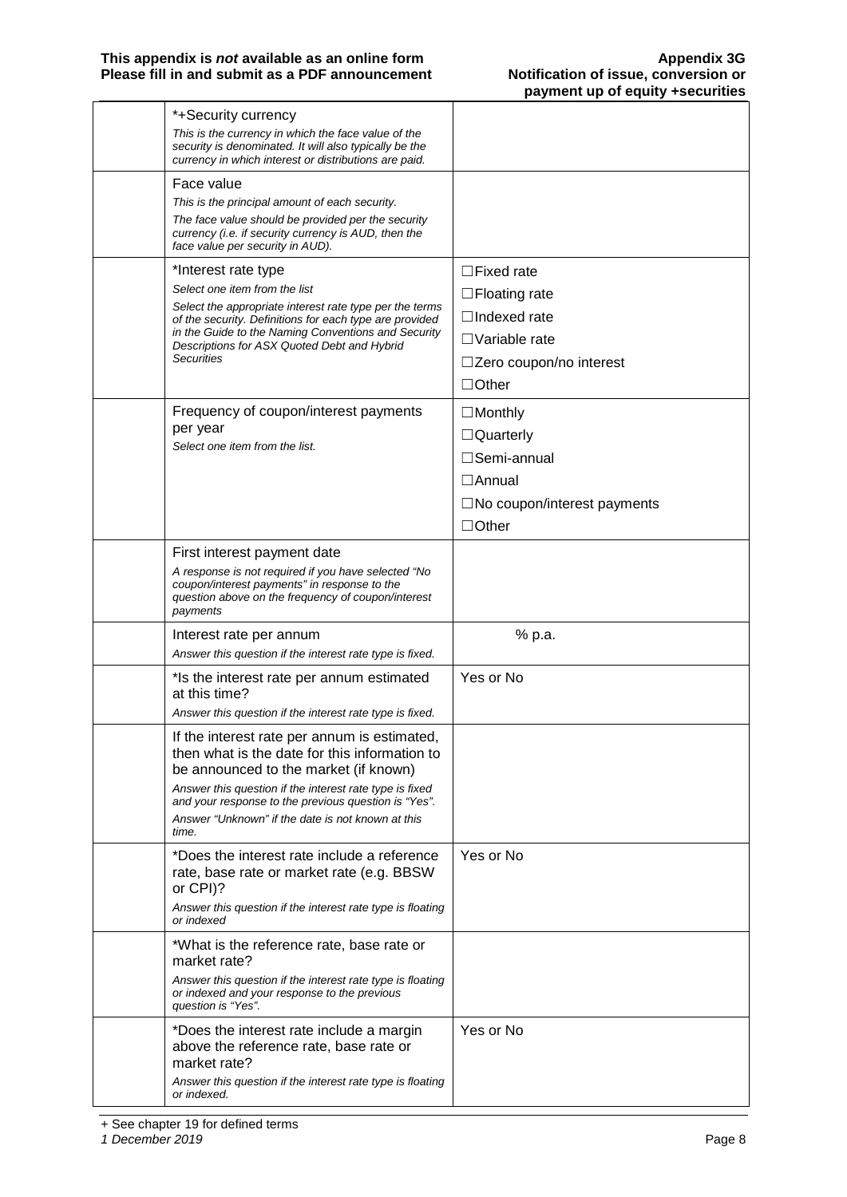| | | |
|---|---|---|
| | *+Security currency<br>*This is the currency in which the face value of the security is denominated. It will also typically be the currency in which interest or distributions are paid.* | |
| | Face value<br>*This is the principal amount of each security.*<br>*The face value should be provided per the security currency (i.e. if security currency is AUD, then the face value per security in AUD).* | |
| | *Interest rate type<br>*Select one item from the list*<br>*Select the appropriate interest rate type per the terms of the security. Definitions for each type are provided in the Guide to the Naming Conventions and Security Descriptions for ASX Quoted Debt and Hybrid Securities* | ☐Fixed rate<br>☐Floating rate<br>☐Indexed rate<br>☐Variable rate<br>☐Zero coupon/no interest<br>☐Other |
| | Frequency of coupon/interest payments per year<br>*Select one item from the list.* | ☐Monthly<br>☐Quarterly<br>☐Semi-annual<br>☐Annual<br>☐No coupon/interest payments<br>☐Other |
| | First interest payment date<br>*A response is not required if you have selected "No coupon/interest payments" in response to the question above on the frequency of coupon/interest payments* | |
| | Interest rate per annum<br>*Answer this question if the interest rate type is fixed.* | % p.a. |
| | *Is the interest rate per annum estimated at this time?<br>*Answer this question if the interest rate type is fixed.* | Yes or No |
| | If the interest rate per annum is estimated, then what is the date for this information to be announced to the market (if known)<br>*Answer this question if the interest rate type is fixed and your response to the previous question is "Yes".*<br>*Answer "Unknown" if the date is not known at this time.* | |
| | *Does the interest rate include a reference rate, base rate or market rate (e.g. BBSW or CPI)?<br>*Answer this question if the interest rate type is floating or indexed* | Yes or No |
| | *What is the reference rate, base rate or market rate?<br>*Answer this question if the interest rate type is floating or indexed and your response to the previous question is "Yes".* | |
| | *Does the interest rate include a margin above the reference rate, base rate or market rate?<br>*Answer this question if the interest rate type is floating or indexed.* | Yes or No |

+ See chapter 19 for defined terms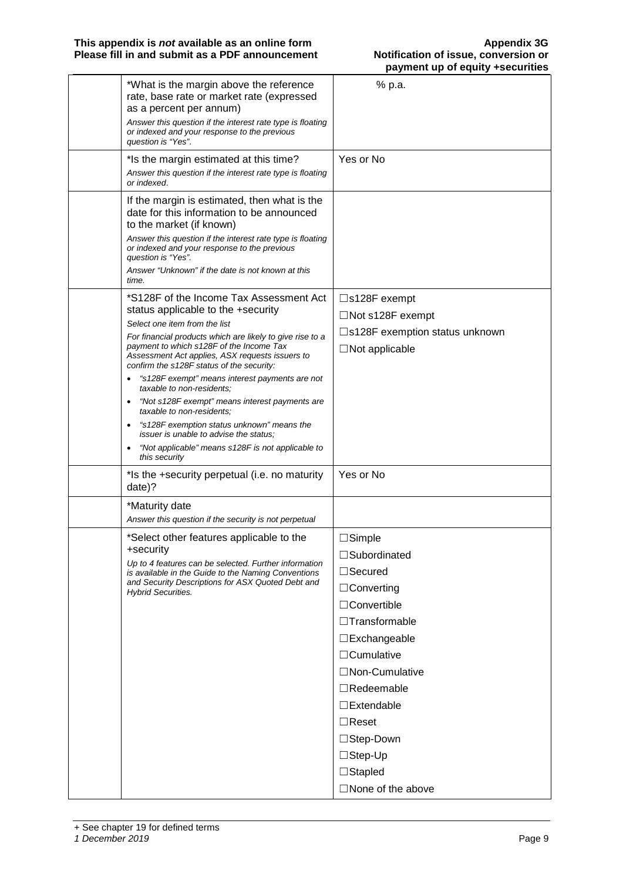| | | |
|---|---|---|
| | *What is the margin above the reference rate, base rate or market rate (expressed as a percent per annum)<br>*Answer this question if the interest rate type is floating or indexed and your response to the previous question is "Yes".* | % p.a. |
| | *Is the margin estimated at this time?<br>*Answer this question if the interest rate type is floating or indexed.* | Yes or No |
| | If the margin is estimated, then what is the date for this information to be announced to the market (if known)<br>*Answer this question if the interest rate type is floating or indexed and your response to the previous question is "Yes".*<br>*Answer "Unknown" if the date is not known at this time.* | |
| | *S128F of the Income Tax Assessment Act status applicable to the +security<br>*Select one item from the list*<br>*For financial products which are likely to give rise to a payment to which s128F of the Income Tax Assessment Act applies, ASX requests issuers to confirm the s128F status of the security:*<br>• *"s128F exempt" means interest payments are not taxable to non-residents;*<br>• *"Not s128F exempt" means interest payments are taxable to non-residents;*<br>• *"s128F exemption status unknown" means the issuer is unable to advise the status;*<br>• *"Not applicable" means s128F is not applicable to this security* | ☐s128F exempt<br>☐Not s128F exempt<br>☐s128F exemption status unknown<br>☐Not applicable |
| | *Is the +security perpetual (i.e. no maturity date)? | Yes or No |
| | *Maturity date<br>*Answer this question if the security is not perpetual* | |
| | *Select other features applicable to the +security<br>*Up to 4 features can be selected. Further information is available in the Guide to the Naming Conventions and Security Descriptions for ASX Quoted Debt and Hybrid Securities.* | ☐Simple<br>☐Subordinated<br>☐Secured<br>☐Converting<br>☐Convertible<br>☐Transformable<br>☐Exchangeable<br>☐Cumulative<br>☐Non-Cumulative<br>☐Redeemable<br>☐Extendable<br>☐Reset<br>☐Step-Down<br>☐Step-Up<br>☐Stapled<br>☐None of the above |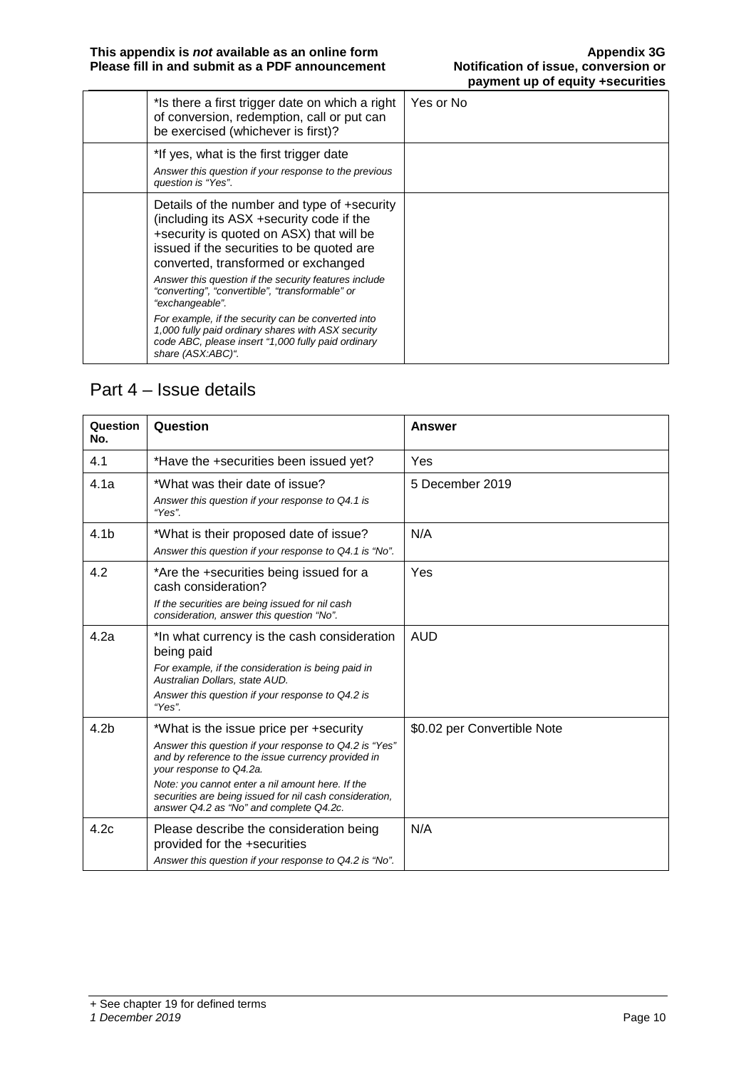| | | |
|---|---|---|
| | *Is there a first trigger date on which a right of conversion, redemption, call or put can be exercised (whichever is first)? | Yes or No |
| | *If yes, what is the first trigger date<br>*Answer this question if your response to the previous question is "Yes".* | |
| | Details of the number and type of +security (including its ASX +security code if the +security is quoted on ASX) that will be issued if the securities to be quoted are converted, transformed or exchanged<br>*Answer this question if the security features include "converting", "convertible", "transformable" or "exchangeable".*<br>*For example, if the security can be converted into 1,000 fully paid ordinary shares with ASX security code ABC, please insert "1,000 fully paid ordinary share (ASX:ABC)".* | |

## Part 4 – Issue details

| Question No. | Question | Answer |
|---|---|---|
| 4.1 | *Have the +securities been issued yet? | Yes |
| 4.1a | *What was their date of issue?<br>*Answer this question if your response to Q4.1 is "Yes".* | 5 December 2019 |
| 4.1b | *What is their proposed date of issue?<br>*Answer this question if your response to Q4.1 is "No".* | N/A |
| 4.2 | *Are the +securities being issued for a cash consideration?<br>*If the securities are being issued for nil cash consideration, answer this question "No".* | Yes |
| 4.2a | *In what currency is the cash consideration being paid<br>*For example, if the consideration is being paid in Australian Dollars, state AUD.*<br>*Answer this question if your response to Q4.2 is "Yes".* | AUD |
| 4.2b | *What is the issue price per +security<br>*Answer this question if your response to Q4.2 is "Yes" and by reference to the issue currency provided in your response to Q4.2a.*<br>*Note: you cannot enter a nil amount here. If the securities are being issued for nil cash consideration, answer Q4.2 as "No" and complete Q4.2c.* | $0.02 per Convertible Note |
| 4.2c | Please describe the consideration being provided for the +securities<br>*Answer this question if your response to Q4.2 is "No".* | N/A |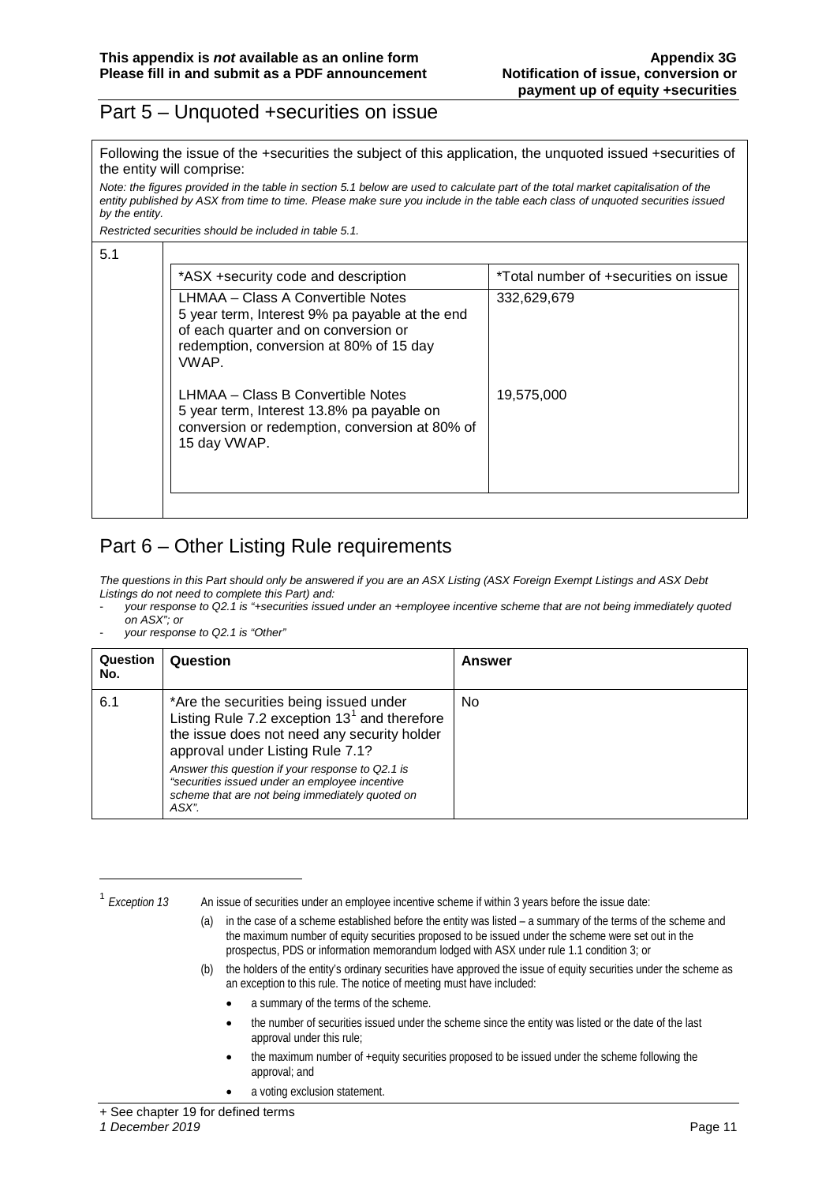## Part 5 – Unquoted +securities on issue

Following the issue of the +securities the subject of this application, the unquoted issued +securities of the entity will comprise:

*Note: the figures provided in the table in section 5.1 below are used to calculate part of the total market capitalisation of the entity published by ASX from time to time. Please make sure you include in the table each class of unquoted securities issued by the entity.*

*Restricted securities should be included in table 5.1.*

5.1

| *ASX +security code and description | *Total number of +securities on issue |
|---|---|
| LHMAA – Class A Convertible Notes<br>5 year term, Interest 9% pa payable at the end of each quarter and on conversion or redemption, conversion at 80% of 15 day VWAP. | 332,629,679 |
| LHMAA – Class B Convertible Notes<br>5 year term, Interest 13.8% pa payable on conversion or redemption, conversion at 80% of 15 day VWAP. | 19,575,000 |

## Part 6 – Other Listing Rule requirements

*The questions in this Part should only be answered if you are an ASX Listing (ASX Foreign Exempt Listings and ASX Debt Listings do not need to complete this Part) and:*

- *your response to Q2.1 is "+securities issued under an +employee incentive scheme that are not being immediately quoted on ASX"; or*
- *your response to Q2.1 is "Other"*

| Question No. | Question | Answer |
|---|---|---|
| 6.1 | *Are the securities being issued under Listing Rule 7.2 exception 13[1] and therefore the issue does not need any security holder approval under Listing Rule 7.1?<br>*Answer this question if your response to Q2.1 is "securities issued under an employee incentive scheme that are not being immediately quoted on ASX".* | No |

[1] *Exception 13* An issue of securities under an employee incentive scheme if within 3 years before the issue date:

(a) in the case of a scheme established before the entity was listed – a summary of the terms of the scheme and the maximum number of equity securities proposed to be issued under the scheme were set out in the prospectus, PDS or information memorandum lodged with ASX under rule 1.1 condition 3; or

(b) the holders of the entity's ordinary securities have approved the issue of equity securities under the scheme as an exception to this rule. The notice of meeting must have included:

- a summary of the terms of the scheme.
- the number of securities issued under the scheme since the entity was listed or the date of the last approval under this rule;
- the maximum number of +equity securities proposed to be issued under the scheme following the approval; and
- a voting exclusion statement.

+ See chapter 19 for defined terms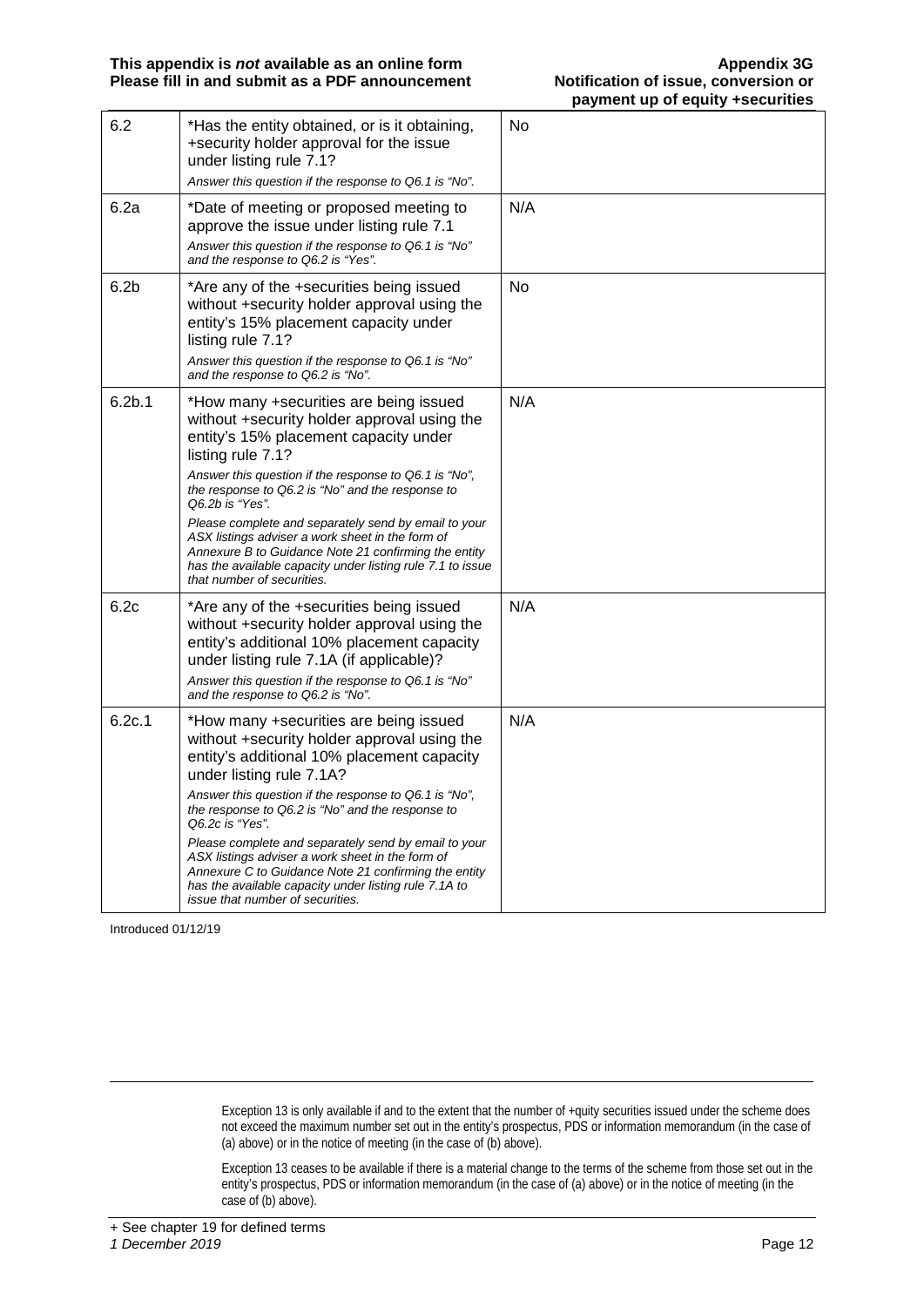| | | |
|---|---|---|
| 6.2 | *Has the entity obtained, or is it obtaining, +security holder approval for the issue under listing rule 7.1?<br>*Answer this question if the response to Q6.1 is "No".* | No |
| 6.2a | *Date of meeting or proposed meeting to approve the issue under listing rule 7.1<br>*Answer this question if the response to Q6.1 is "No" and the response to Q6.2 is "Yes".* | N/A |
| 6.2b | *Are any of the +securities being issued without +security holder approval using the entity's 15% placement capacity under listing rule 7.1?<br>*Answer this question if the response to Q6.1 is "No" and the response to Q6.2 is "No".* | No |
| 6.2b.1 | *How many +securities are being issued without +security holder approval using the entity's 15% placement capacity under listing rule 7.1?<br>*Answer this question if the response to Q6.1 is "No", the response to Q6.2 is "No" and the response to Q6.2b is "Yes".*<br>*Please complete and separately send by email to your ASX listings adviser a work sheet in the form of Annexure B to Guidance Note 21 confirming the entity has the available capacity under listing rule 7.1 to issue that number of securities.* | N/A |
| 6.2c | *Are any of the +securities being issued without +security holder approval using the entity's additional 10% placement capacity under listing rule 7.1A (if applicable)?<br>*Answer this question if the response to Q6.1 is "No" and the response to Q6.2 is "No".* | N/A |
| 6.2c.1 | *How many +securities are being issued without +security holder approval using the entity's additional 10% placement capacity under listing rule 7.1A?<br>*Answer this question if the response to Q6.1 is "No", the response to Q6.2 is "No" and the response to Q6.2c is "Yes".*<br>*Please complete and separately send by email to your ASX listings adviser a work sheet in the form of Annexure C to Guidance Note 21 confirming the entity has the available capacity under listing rule 7.1A to issue that number of securities.* | N/A |

Introduced 01/12/19

---

Exception 13 is only available if and to the extent that the number of +quity securities issued under the scheme does not exceed the maximum number set out in the entity's prospectus, PDS or information memorandum (in the case of (a) above) or in the notice of meeting (in the case of (b) above).

Exception 13 ceases to be available if there is a material change to the terms of the scheme from those set out in the entity's prospectus, PDS or information memorandum (in the case of (a) above) or in the notice of meeting (in the case of (b) above).

+ See chapter 19 for defined terms